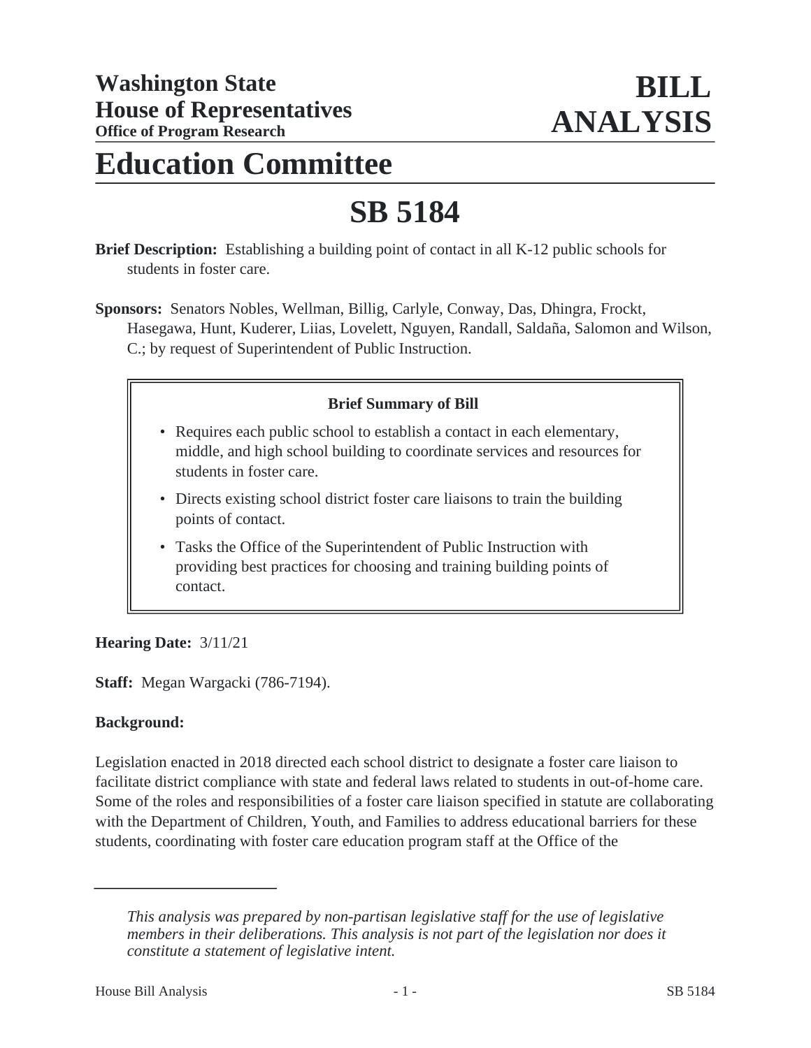# Washington State House of Representatives
### Office of Program Research

# BILL ANALYSIS

# Education Committee

# SB 5184

**Brief Description:** Establishing a building point of contact in all K-12 public schools for students in foster care.

**Sponsors:** Senators Nobles, Wellman, Billig, Carlyle, Conway, Das, Dhingra, Frockt, Hasegawa, Hunt, Kuderer, Liias, Lovelett, Nguyen, Randall, Saldaña, Salomon and Wilson, C.; by request of Superintendent of Public Instruction.

> **Brief Summary of Bill**
>
> - Requires each public school to establish a contact in each elementary, middle, and high school building to coordinate services and resources for students in foster care.
> - Directs existing school district foster care liaisons to train the building points of contact.
> - Tasks the Office of the Superintendent of Public Instruction with providing best practices for choosing and training building points of contact.

**Hearing Date:** 3/11/21

**Staff:** Megan Wargacki (786-7194).

**Background:**

Legislation enacted in 2018 directed each school district to designate a foster care liaison to facilitate district compliance with state and federal laws related to students in out-of-home care. Some of the roles and responsibilities of a foster care liaison specified in statute are collaborating with the Department of Children, Youth, and Families to address educational barriers for these students, coordinating with foster care education program staff at the Office of the

---

*This analysis was prepared by non-partisan legislative staff for the use of legislative members in their deliberations. This analysis is not part of the legislation nor does it constitute a statement of legislative intent.*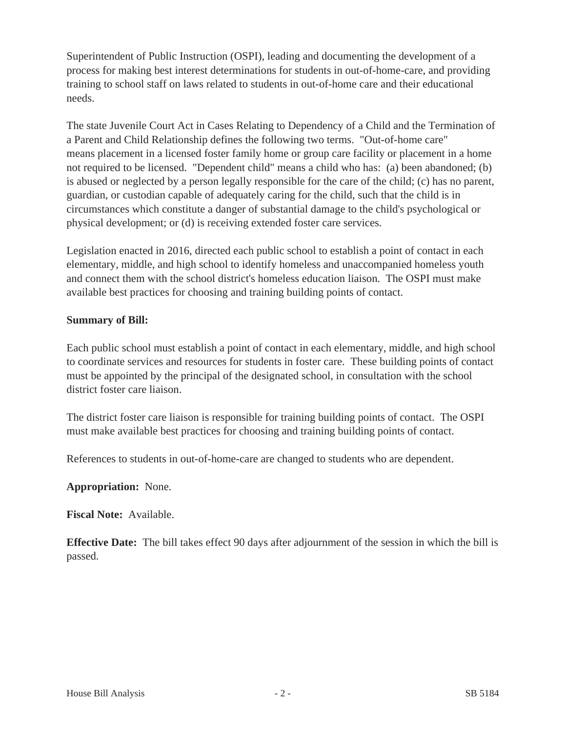Superintendent of Public Instruction (OSPI), leading and documenting the development of a process for making best interest determinations for students in out-of-home-care, and providing training to school staff on laws related to students in out-of-home care and their educational needs.

The state Juvenile Court Act in Cases Relating to Dependency of a Child and the Termination of a Parent and Child Relationship defines the following two terms. "Out-of-home care" means placement in a licensed foster family home or group care facility or placement in a home not required to be licensed. "Dependent child" means a child who has: (a) been abandoned; (b) is abused or neglected by a person legally responsible for the care of the child; (c) has no parent, guardian, or custodian capable of adequately caring for the child, such that the child is in circumstances which constitute a danger of substantial damage to the child's psychological or physical development; or (d) is receiving extended foster care services.

Legislation enacted in 2016, directed each public school to establish a point of contact in each elementary, middle, and high school to identify homeless and unaccompanied homeless youth and connect them with the school district's homeless education liaison. The OSPI must make available best practices for choosing and training building points of contact.

**Summary of Bill:**

Each public school must establish a point of contact in each elementary, middle, and high school to coordinate services and resources for students in foster care. These building points of contact must be appointed by the principal of the designated school, in consultation with the school district foster care liaison.

The district foster care liaison is responsible for training building points of contact. The OSPI must make available best practices for choosing and training building points of contact.

References to students in out-of-home-care are changed to students who are dependent.

**Appropriation:** None.

**Fiscal Note:** Available.

**Effective Date:** The bill takes effect 90 days after adjournment of the session in which the bill is passed.